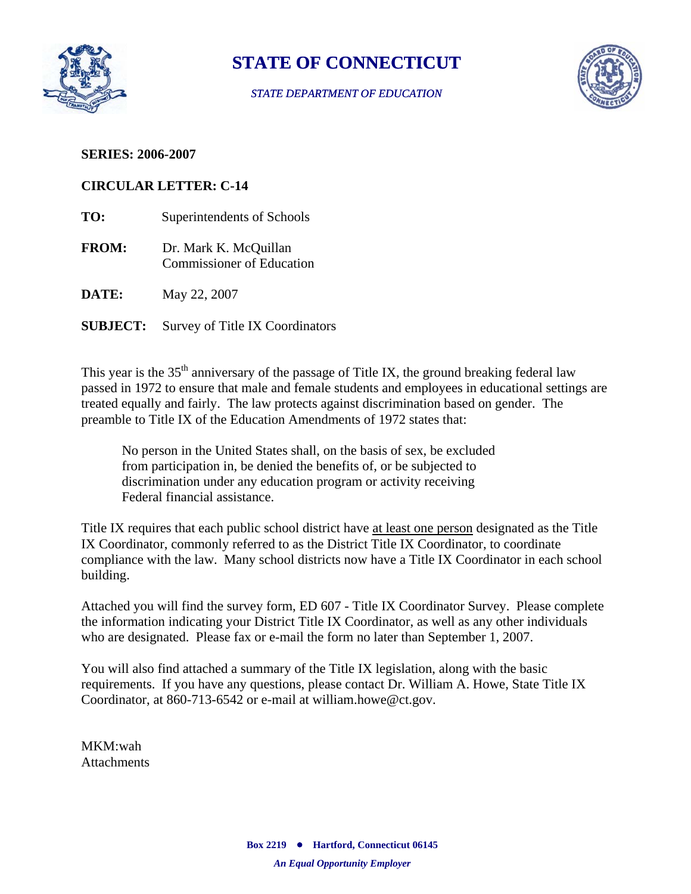# STATE OF CONNECTICUT

*STATE DEPARTMENT OF EDUCATION*

**SERIES: 2006-2007**

**CIRCULAR LETTER: C-14**

**TO:** Superintendents of Schools

**FROM:** Dr. Mark K. McQuillan
Commissioner of Education

**DATE:** May 22, 2007

**SUBJECT:** Survey of Title IX Coordinators

This year is the 35th anniversary of the passage of Title IX, the ground breaking federal law passed in 1972 to ensure that male and female students and employees in educational settings are treated equally and fairly. The law protects against discrimination based on gender. The preamble to Title IX of the Education Amendments of 1972 states that:

> No person in the United States shall, on the basis of sex, be excluded from participation in, be denied the benefits of, or be subjected to discrimination under any education program or activity receiving Federal financial assistance.

Title IX requires that each public school district have at least one person designated as the Title IX Coordinator, commonly referred to as the District Title IX Coordinator, to coordinate compliance with the law. Many school districts now have a Title IX Coordinator in each school building.

Attached you will find the survey form, ED 607 - Title IX Coordinator Survey. Please complete the information indicating your District Title IX Coordinator, as well as any other individuals who are designated. Please fax or e-mail the form no later than September 1, 2007.

You will also find attached a summary of the Title IX legislation, along with the basic requirements. If you have any questions, please contact Dr. William A. Howe, State Title IX Coordinator, at 860-713-6542 or e-mail at william.howe@ct.gov.

MKM:wah
Attachments

**Box 2219 • Hartford, Connecticut 06145**

***An Equal Opportunity Employer***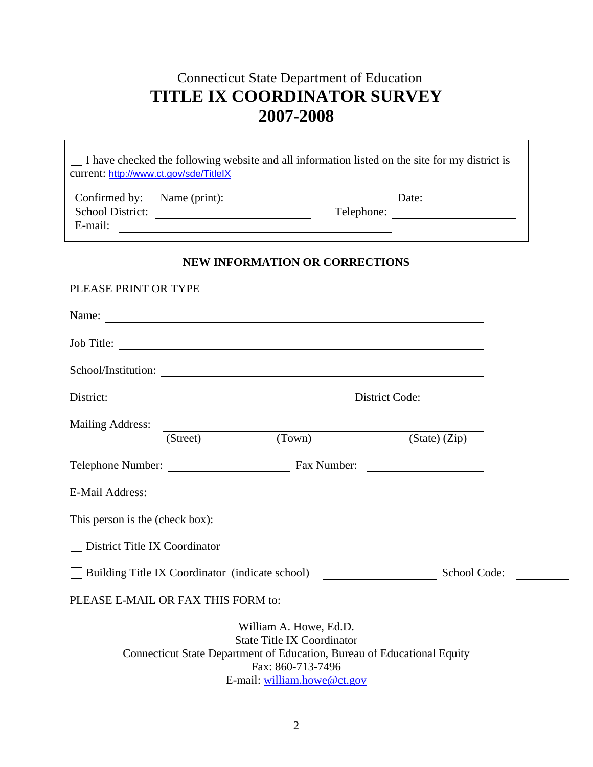Connecticut State Department of Education

# TITLE IX COORDINATOR SURVEY 2007-2008

☐ I have checked the following website and all information listed on the site for my district is current: http://www.ct.gov/sde/TitleIX

Confirmed by: Name (print): ______________________ Date: ______________
School District: ______________________ Telephone: ______________
E-mail: ______________________________

## NEW INFORMATION OR CORRECTIONS

PLEASE PRINT OR TYPE

Name: ______________________________________________

Job Title: ______________________________________________

School/Institution: ______________________________________________

District: ______________________________ District Code: __________

Mailing Address: ______________________________________________
(Street) (Town) (State) (Zip)

Telephone Number: ____________________ Fax Number: ____________________

E-Mail Address: ______________________________________________

This person is the (check box):

☐ District Title IX Coordinator

☐ Building Title IX Coordinator (indicate school) ____________________ School Code: __________

PLEASE E-MAIL OR FAX THIS FORM to:

William A. Howe, Ed.D.
State Title IX Coordinator
Connecticut State Department of Education, Bureau of Educational Equity
Fax: 860-713-7496
E-mail: william.howe@ct.gov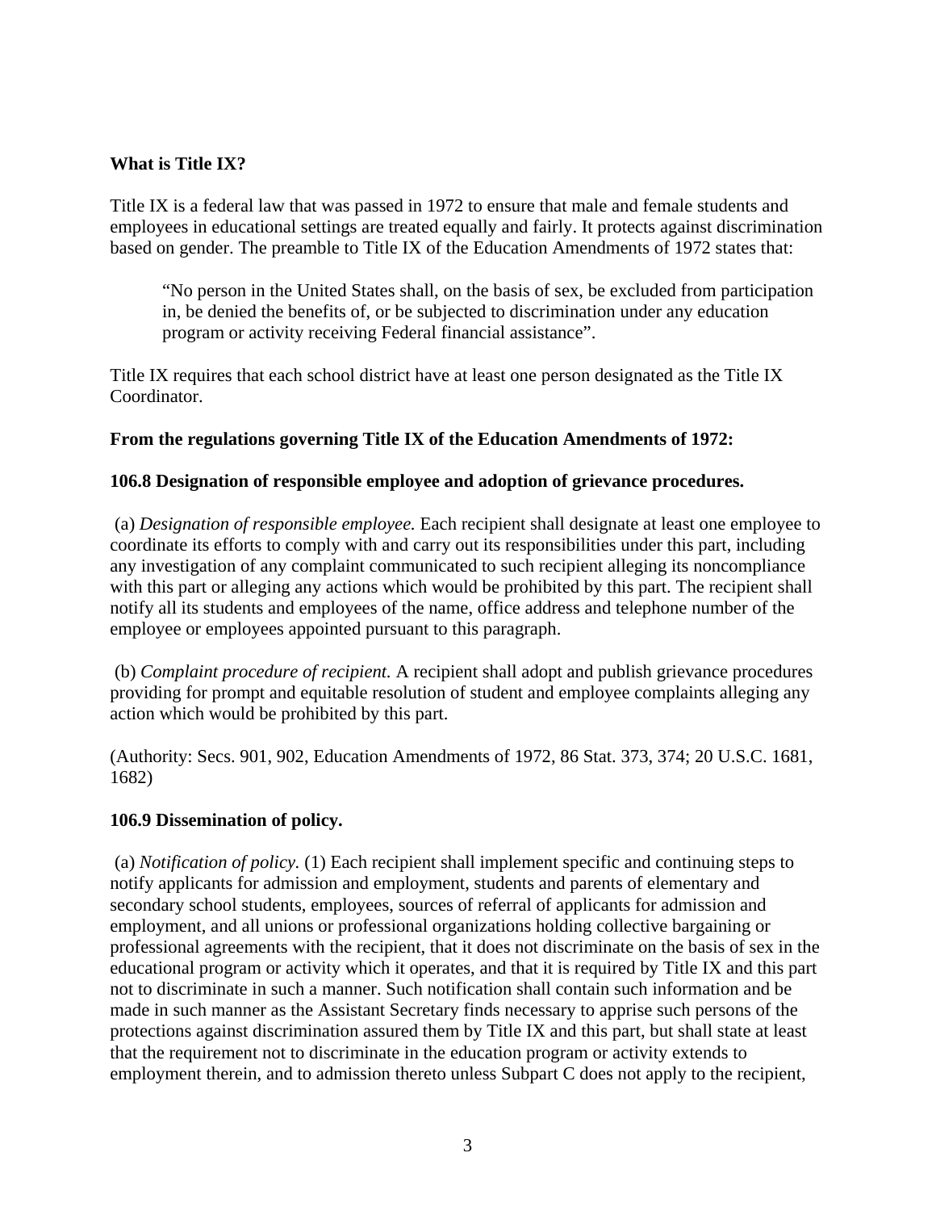**What is Title IX?**

Title IX is a federal law that was passed in 1972 to ensure that male and female students and employees in educational settings are treated equally and fairly. It protects against discrimination based on gender. The preamble to Title IX of the Education Amendments of 1972 states that:

> "No person in the United States shall, on the basis of sex, be excluded from participation in, be denied the benefits of, or be subjected to discrimination under any education program or activity receiving Federal financial assistance".

Title IX requires that each school district have at least one person designated as the Title IX Coordinator.

**From the regulations governing Title IX of the Education Amendments of 1972:**

**106.8 Designation of responsible employee and adoption of grievance procedures.**

(a) *Designation of responsible employee.* Each recipient shall designate at least one employee to coordinate its efforts to comply with and carry out its responsibilities under this part, including any investigation of any complaint communicated to such recipient alleging its noncompliance with this part or alleging any actions which would be prohibited by this part. The recipient shall notify all its students and employees of the name, office address and telephone number of the employee or employees appointed pursuant to this paragraph.

(b) *Complaint procedure of recipient.* A recipient shall adopt and publish grievance procedures providing for prompt and equitable resolution of student and employee complaints alleging any action which would be prohibited by this part.

(Authority: Secs. 901, 902, Education Amendments of 1972, 86 Stat. 373, 374; 20 U.S.C. 1681, 1682)

**106.9 Dissemination of policy.**

(a) *Notification of policy.* (1) Each recipient shall implement specific and continuing steps to notify applicants for admission and employment, students and parents of elementary and secondary school students, employees, sources of referral of applicants for admission and employment, and all unions or professional organizations holding collective bargaining or professional agreements with the recipient, that it does not discriminate on the basis of sex in the educational program or activity which it operates, and that it is required by Title IX and this part not to discriminate in such a manner. Such notification shall contain such information and be made in such manner as the Assistant Secretary finds necessary to apprise such persons of the protections against discrimination assured them by Title IX and this part, but shall state at least that the requirement not to discriminate in the education program or activity extends to employment therein, and to admission thereto unless Subpart C does not apply to the recipient,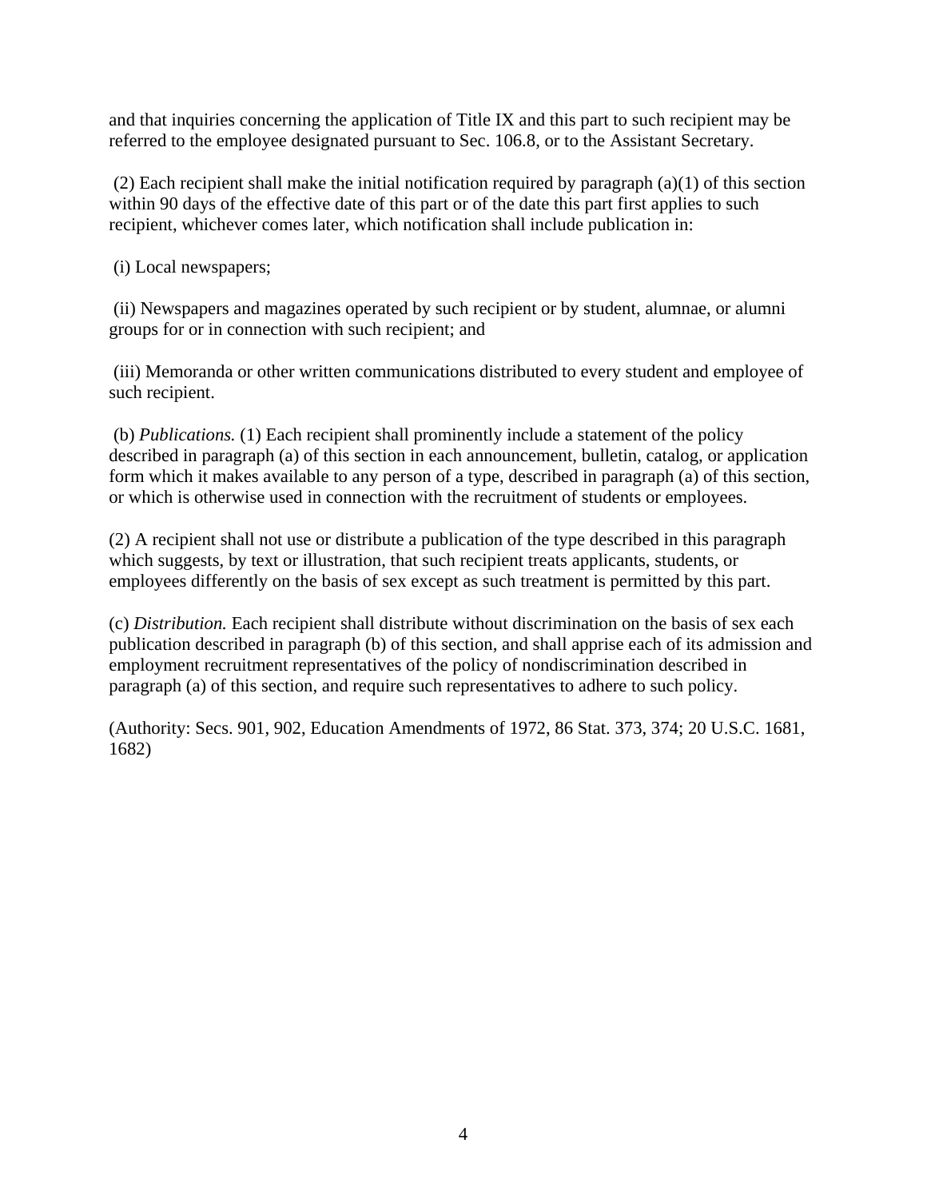and that inquiries concerning the application of Title IX and this part to such recipient may be referred to the employee designated pursuant to Sec. 106.8, or to the Assistant Secretary.

(2) Each recipient shall make the initial notification required by paragraph (a)(1) of this section within 90 days of the effective date of this part or of the date this part first applies to such recipient, whichever comes later, which notification shall include publication in:

(i) Local newspapers;

(ii) Newspapers and magazines operated by such recipient or by student, alumnae, or alumni groups for or in connection with such recipient; and

(iii) Memoranda or other written communications distributed to every student and employee of such recipient.

(b) *Publications.* (1) Each recipient shall prominently include a statement of the policy described in paragraph (a) of this section in each announcement, bulletin, catalog, or application form which it makes available to any person of a type, described in paragraph (a) of this section, or which is otherwise used in connection with the recruitment of students or employees.

(2) A recipient shall not use or distribute a publication of the type described in this paragraph which suggests, by text or illustration, that such recipient treats applicants, students, or employees differently on the basis of sex except as such treatment is permitted by this part.

(c) *Distribution.* Each recipient shall distribute without discrimination on the basis of sex each publication described in paragraph (b) of this section, and shall apprise each of its admission and employment recruitment representatives of the policy of nondiscrimination described in paragraph (a) of this section, and require such representatives to adhere to such policy.

(Authority: Secs. 901, 902, Education Amendments of 1972, 86 Stat. 373, 374; 20 U.S.C. 1681, 1682)